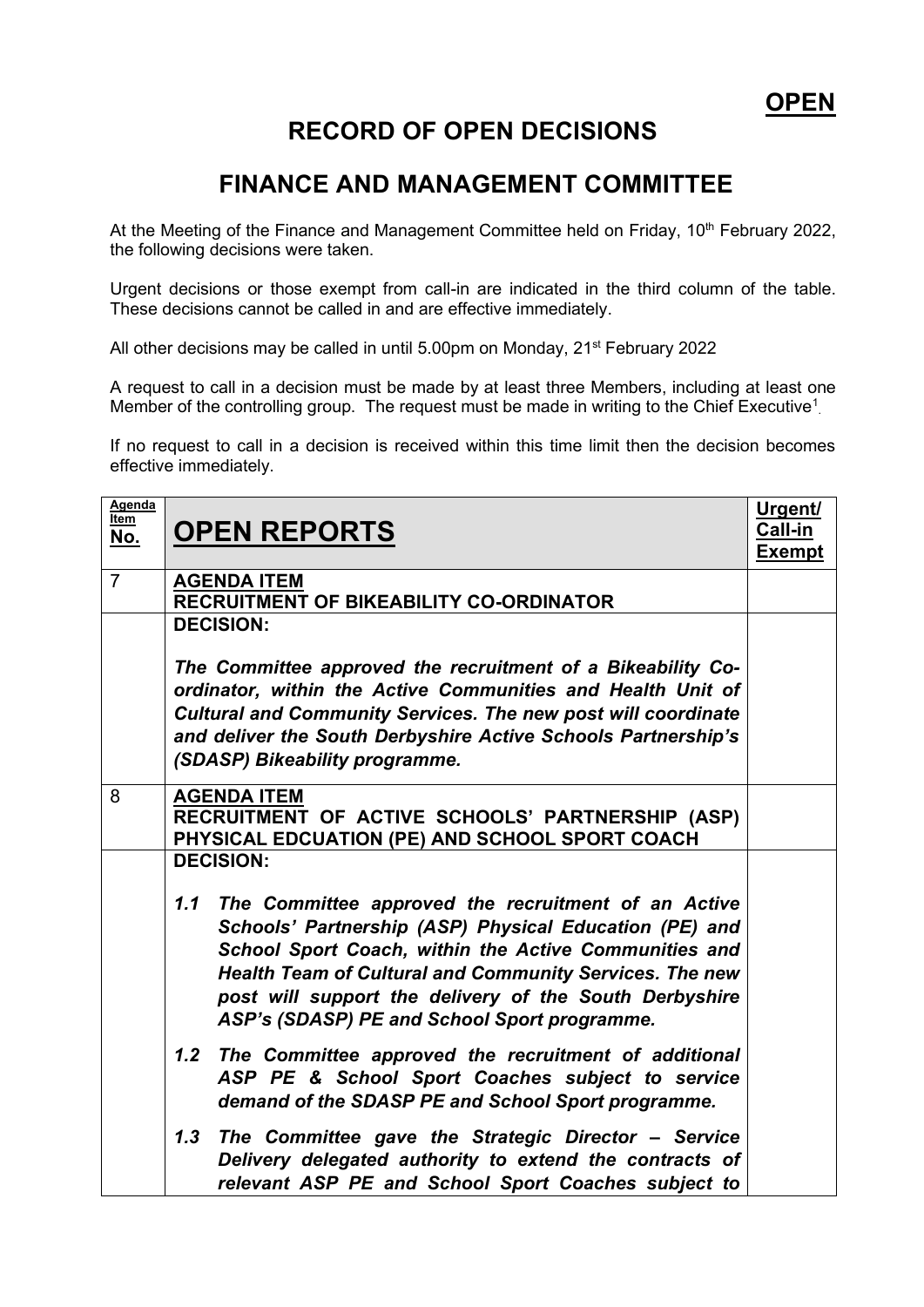**OPEN**

# RECORD OF OPEN DECISIONS

# FINANCE AND MANAGEMENT COMMITTEE

At the Meeting of the Finance and Management Committee held on Friday, 10th February 2022, the following decisions were taken.

Urgent decisions or those exempt from call-in are indicated in the third column of the table. These decisions cannot be called in and are effective immediately.

All other decisions may be called in until 5.00pm on Monday, 21st February 2022

A request to call in a decision must be made by at least three Members, including at least one Member of the controlling group. The request must be made in writing to the Chief Executive[1].

If no request to call in a decision is received within this time limit then the decision becomes effective immediately.

| Agenda Item No. | OPEN REPORTS | Urgent/ Call-in Exempt |
|---|---|---|
| 7 | **AGENDA ITEM**<br>**RECRUITMENT OF BIKEABILITY CO-ORDINATOR** | |
| | **DECISION:**<br><br>***The Committee approved the recruitment of a Bikeability Co-ordinator, within the Active Communities and Health Unit of Cultural and Community Services. The new post will coordinate and deliver the South Derbyshire Active Schools Partnership's (SDASP) Bikeability programme.*** | |
| 8 | **AGENDA ITEM**<br>**RECRUITMENT OF ACTIVE SCHOOLS' PARTNERSHIP (ASP) PHYSICAL EDCUATION (PE) AND SCHOOL SPORT COACH** | |
| | **DECISION:**<br><br>***1.1 The Committee approved the recruitment of an Active Schools' Partnership (ASP) Physical Education (PE) and School Sport Coach, within the Active Communities and Health Team of Cultural and Community Services. The new post will support the delivery of the South Derbyshire ASP's (SDASP) PE and School Sport programme.***<br><br>***1.2 The Committee approved the recruitment of additional ASP PE & School Sport Coaches subject to service demand of the SDASP PE and School Sport programme.***<br><br>***1.3 The Committee gave the Strategic Director – Service Delivery delegated authority to extend the contracts of relevant ASP PE and School Sport Coaches subject to*** | |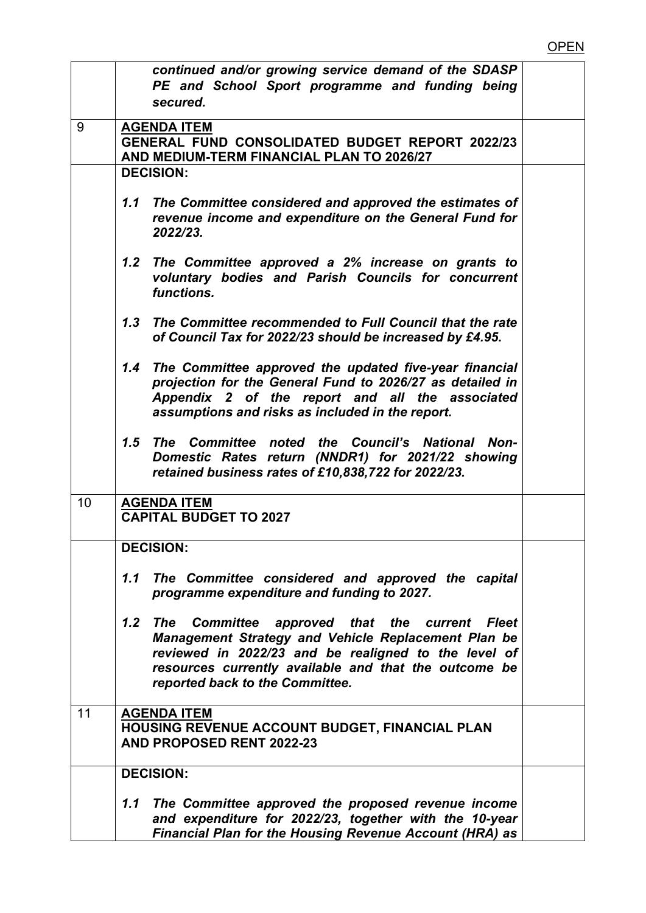| | | |
|---|---|---|
| | ***continued and/or growing service demand of the SDASP PE and School Sport programme and funding being secured.*** | |
| 9 | **AGENDA ITEM**<br>**GENERAL FUND CONSOLIDATED BUDGET REPORT 2022/23 AND MEDIUM-TERM FINANCIAL PLAN TO 2026/27** | |
| | **DECISION:**<br><br>***1.1 The Committee considered and approved the estimates of revenue income and expenditure on the General Fund for 2022/23.***<br><br>***1.2 The Committee approved a 2% increase on grants to voluntary bodies and Parish Councils for concurrent functions.***<br><br>***1.3 The Committee recommended to Full Council that the rate of Council Tax for 2022/23 should be increased by £4.95.***<br><br>***1.4 The Committee approved the updated five-year financial projection for the General Fund to 2026/27 as detailed in Appendix 2 of the report and all the associated assumptions and risks as included in the report.***<br><br>***1.5 The Committee noted the Council's National Non-Domestic Rates return (NNDR1) for 2021/22 showing retained business rates of £10,838,722 for 2022/23.*** | |
| 10 | **AGENDA ITEM**<br>**CAPITAL BUDGET TO 2027** | |
| | **DECISION:**<br><br>***1.1 The Committee considered and approved the capital programme expenditure and funding to 2027.***<br><br>***1.2 The Committee approved that the current Fleet Management Strategy and Vehicle Replacement Plan be reviewed in 2022/23 and be realigned to the level of resources currently available and that the outcome be reported back to the Committee.*** | |
| 11 | **AGENDA ITEM**<br>**HOUSING REVENUE ACCOUNT BUDGET, FINANCIAL PLAN AND PROPOSED RENT 2022-23** | |
| | **DECISION:**<br><br>***1.1 The Committee approved the proposed revenue income and expenditure for 2022/23, together with the 10-year Financial Plan for the Housing Revenue Account (HRA) as*** | |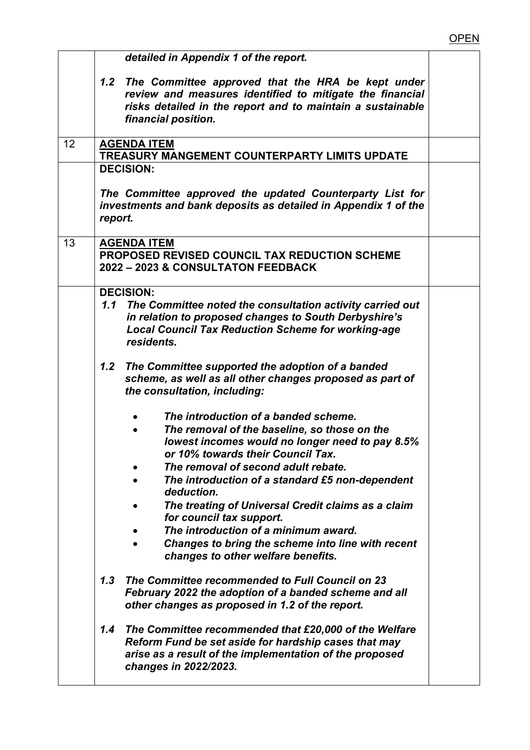OPEN

| | | |
|---|---|---|
| | ***detailed in Appendix 1 of the report.***<br><br>***1.2 The Committee approved that the HRA be kept under review and measures identified to mitigate the financial risks detailed in the report and to maintain a sustainable financial position.*** | |
| 12 | **<u>AGENDA ITEM</u>**<br>**TREASURY MANGEMENT COUNTERPARTY LIMITS UPDATE** | |
| | **DECISION:**<br><br>***The Committee approved the updated Counterparty List for investments and bank deposits as detailed in Appendix 1 of the report.*** | |
| 13 | **<u>AGENDA ITEM</u>**<br>**PROPOSED REVISED COUNCIL TAX REDUCTION SCHEME 2022 – 2023 & CONSULTATON FEEDBACK** | |
| | **DECISION:**<br>***1.1 The Committee noted the consultation activity carried out in relation to proposed changes to South Derbyshire's Local Council Tax Reduction Scheme for working-age residents.***<br><br>***1.2 The Committee supported the adoption of a banded scheme, as well as all other changes proposed as part of the consultation, including:***<br><br>• ***The introduction of a banded scheme.***<br>• ***The removal of the baseline, so those on the lowest incomes would no longer need to pay 8.5% or 10% towards their Council Tax.***<br>• ***The removal of second adult rebate.***<br>• ***The introduction of a standard £5 non-dependent deduction.***<br>• ***The treating of Universal Credit claims as a claim for council tax support.***<br>• ***The introduction of a minimum award.***<br>• ***Changes to bring the scheme into line with recent changes to other welfare benefits.***<br><br>***1.3 The Committee recommended to Full Council on 23 February 2022 the adoption of a banded scheme and all other changes as proposed in 1.2 of the report.***<br><br>***1.4 The Committee recommended that £20,000 of the Welfare Reform Fund be set aside for hardship cases that may arise as a result of the implementation of the proposed changes in 2022/2023.*** | |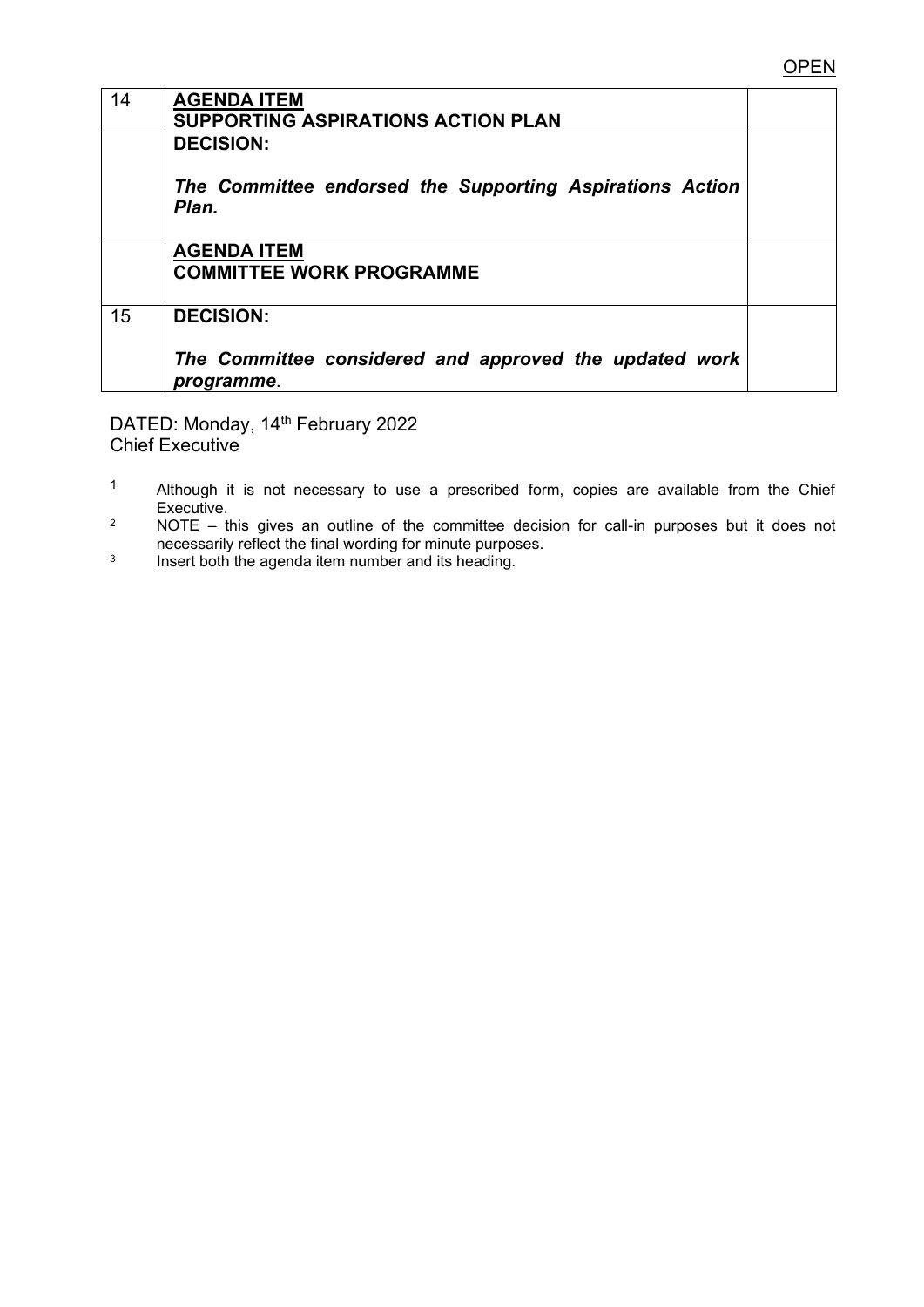OPEN

| | | |
|---|---|---|
| 14 | **AGENDA ITEM**<br>**SUPPORTING ASPIRATIONS ACTION PLAN** | |
| | **DECISION:**<br><br>***The Committee endorsed the Supporting Aspirations Action Plan.*** | |
| | **AGENDA ITEM**<br>**COMMITTEE WORK PROGRAMME** | |
| 15 | **DECISION:**<br><br>***The Committee considered and approved the updated work programme.*** | |

DATED: Monday, 14th February 2022
Chief Executive

[1] Although it is not necessary to use a prescribed form, copies are available from the Chief Executive.

[2] NOTE – this gives an outline of the committee decision for call-in purposes but it does not necessarily reflect the final wording for minute purposes.

[3] Insert both the agenda item number and its heading.